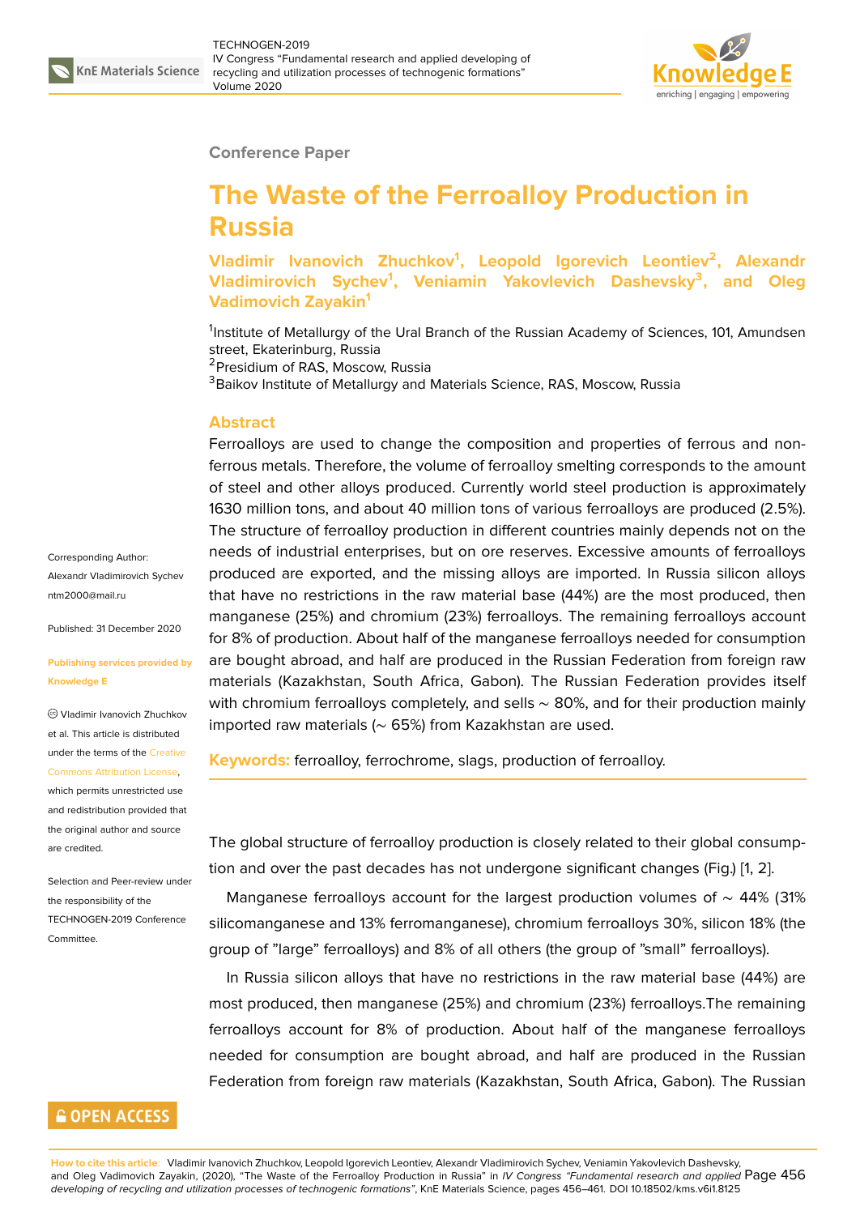Conference Paper

# The Waste of the Ferroalloy Production in Russia

**Vladimir Ivanovich Zhuchkov[1], Leopold Igorevich Leontiev[2], Alexandr Vladimirovich Sychev[1], Veniamin Yakovlevich Dashevsky[3], and Oleg Vadimovich Zayakin[1]**

[1]Institute of Metallurgy of the Ural Branch of the Russian Academy of Sciences, 101, Amundsen street, Ekaterinburg, Russia
[2]Presidium of RAS, Moscow, Russia
[3]Baikov Institute of Metallurgy and Materials Science, RAS, Moscow, Russia

Corresponding Author: Alexandr Vladimirovich Sychev ntm2000@mail.ru

Published: 31 December 2020

Publishing services provided by Knowledge E

Vladimir Ivanovich Zhuchkov et al. This article is distributed under the terms of the Creative Commons Attribution License, which permits unrestricted use and redistribution provided that the original author and source are credited.

Selection and Peer-review under the responsibility of the TECHNOGEN-2019 Conference Committee.

## Abstract

Ferroalloys are used to change the composition and properties of ferrous and non-ferrous metals. Therefore, the volume of ferroalloy smelting corresponds to the amount of steel and other alloys produced. Currently world steel production is approximately 1630 million tons, and about 40 million tons of various ferroalloys are produced (2.5%). The structure of ferroalloy production in different countries mainly depends not on the needs of industrial enterprises, but on ore reserves. Excessive amounts of ferroalloys produced are exported, and the missing alloys are imported. In Russia silicon alloys that have no restrictions in the raw material base (44%) are the most produced, then manganese (25%) and chromium (23%) ferroalloys. The remaining ferroalloys account for 8% of production. About half of the manganese ferroalloys needed for consumption are bought abroad, and half are produced in the Russian Federation from foreign raw materials (Kazakhstan, South Africa, Gabon). The Russian Federation provides itself with chromium ferroalloys completely, and sells ~ 80%, and for their production mainly imported raw materials (~ 65%) from Kazakhstan are used.

**Keywords:** ferroalloy, ferrochrome, slags, production of ferroalloy.

The global structure of ferroalloy production is closely related to their global consumption and over the past decades has not undergone significant changes (Fig.) [1, 2].

Manganese ferroalloys account for the largest production volumes of ~ 44% (31% silicomanganese and 13% ferromanganese), chromium ferroalloys 30%, silicon 18% (the group of "large" ferroalloys) and 8% of all others (the group of "small" ferroalloys).

In Russia silicon alloys that have no restrictions in the raw material base (44%) are most produced, then manganese (25%) and chromium (23%) ferroalloys.The remaining ferroalloys account for 8% of production. About half of the manganese ferroalloys needed for consumption are bought abroad, and half are produced in the Russian Federation from foreign raw materials (Kazakhstan, South Africa, Gabon). The Russian

**OPEN ACCESS**

**How to cite this article**: Vladimir Ivanovich Zhuchkov, Leopold Igorevich Leontiev, Alexandr Vladimirovich Sychev, Veniamin Yakovlevich Dashevsky, and Oleg Vadimovich Zayakin, (2020), "The Waste of the Ferroalloy Production in Russia" in *IV Congress "Fundamental research and applied developing of recycling and utilization processes of technogenic formations"*, KnE Materials Science, pages 456–461. DOI 10.18502/kms.v6i1.8125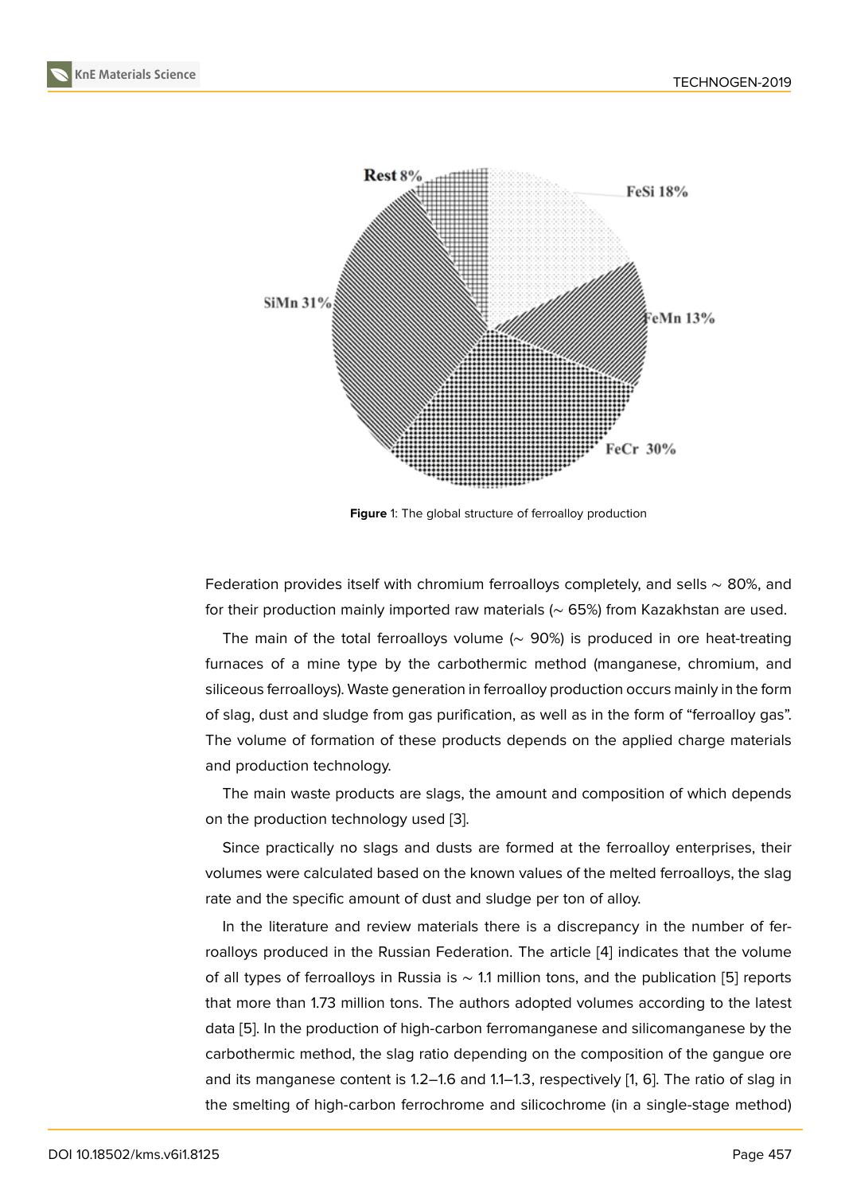Figure 1: The global structure of ferroalloy production

Federation provides itself with chromium ferroalloys completely, and sells ~ 80%, and for their production mainly imported raw materials (~ 65%) from Kazakhstan are used.

The main of the total ferroalloys volume (~ 90%) is produced in ore heat-treating furnaces of a mine type by the carbothermic method (manganese, chromium, and siliceous ferroalloys). Waste generation in ferroalloy production occurs mainly in the form of slag, dust and sludge from gas purification, as well as in the form of "ferroalloy gas". The volume of formation of these products depends on the applied charge materials and production technology.

The main waste products are slags, the amount and composition of which depends on the production technology used [3].

Since practically no slags and dusts are formed at the ferroalloy enterprises, their volumes were calculated based on the known values of the melted ferroalloys, the slag rate and the specific amount of dust and sludge per ton of alloy.

In the literature and review materials there is a discrepancy in the number of ferroalloys produced in the Russian Federation. The article [4] indicates that the volume of all types of ferroalloys in Russia is ~ 1.1 million tons, and the publication [5] reports that more than 1.73 million tons. The authors adopted volumes according to the latest data [5]. In the production of high-carbon ferromanganese and silicomanganese by the carbothermic method, the slag ratio depending on the composition of the gangue ore and its manganese content is 1.2–1.6 and 1.1–1.3, respectively [1, 6]. The ratio of slag in the smelting of high-carbon ferrochrome and silicochrome (in a single-stage method)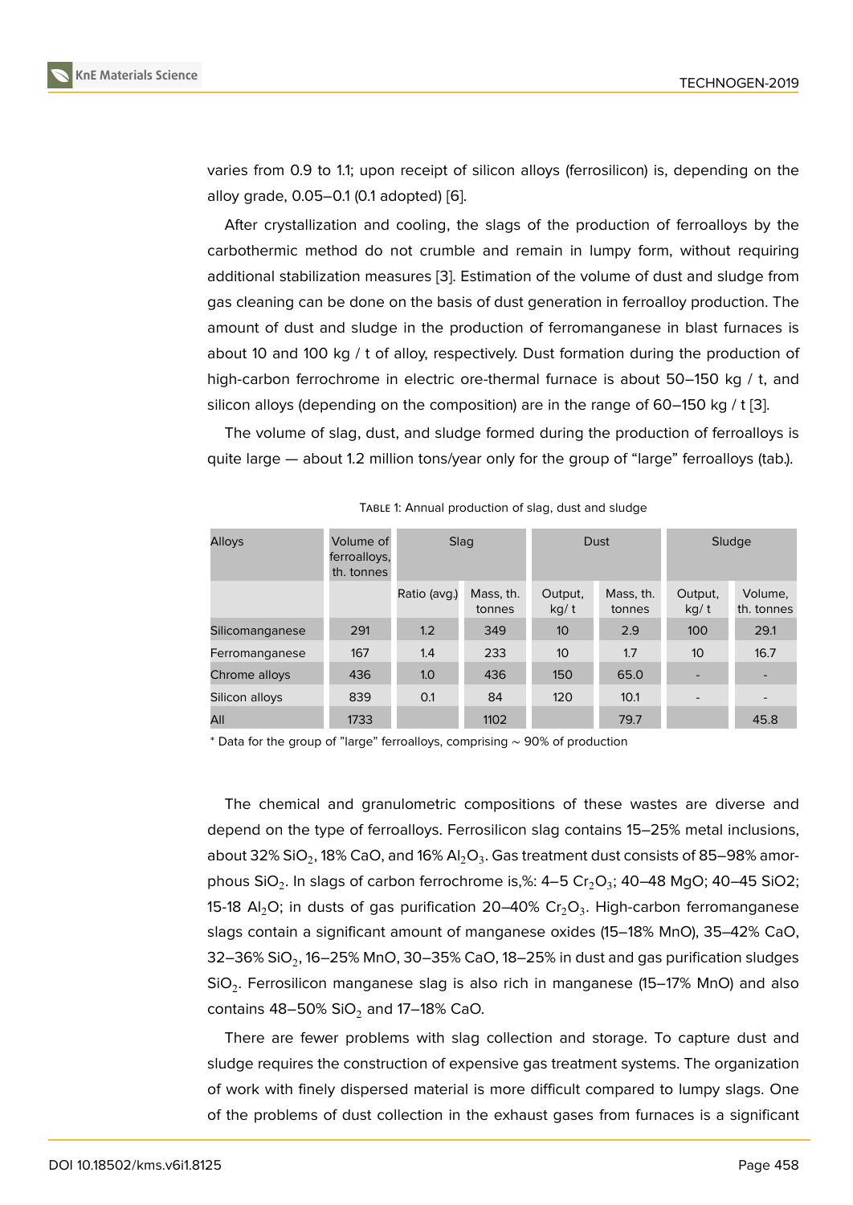varies from 0.9 to 1.1; upon receipt of silicon alloys (ferrosilicon) is, depending on the alloy grade, 0.05–0.1 (0.1 adopted) [6].

After crystallization and cooling, the slags of the production of ferroalloys by the carbothermic method do not crumble and remain in lumpy form, without requiring additional stabilization measures [3]. Estimation of the volume of dust and sludge from gas cleaning can be done on the basis of dust generation in ferroalloy production. The amount of dust and sludge in the production of ferromanganese in blast furnaces is about 10 and 100 kg / t of alloy, respectively. Dust formation during the production of high-carbon ferrochrome in electric ore-thermal furnace is about 50–150 kg / t, and silicon alloys (depending on the composition) are in the range of 60–150 kg / t [3].

The volume of slag, dust, and sludge formed during the production of ferroalloys is quite large — about 1.2 million tons/year only for the group of "large" ferroalloys (tab.).

Table 1: Annual production of slag, dust and sludge

| Alloys | Volume of ferroalloys, th. tonnes | Slag | | Dust | | Sludge | |
|---|---|---|---|---|---|---|---|
| | | Ratio (avg.) | Mass, th. tonnes | Output, kg/ t | Mass, th. tonnes | Output, kg/ t | Volume, th. tonnes |
| Silicomanganese | 291 | 1.2 | 349 | 10 | 2.9 | 100 | 29.1 |
| Ferromanganese | 167 | 1.4 | 233 | 10 | 1.7 | 10 | 16.7 |
| Chrome alloys | 436 | 1.0 | 436 | 150 | 65.0 | - | - |
| Silicon alloys | 839 | 0.1 | 84 | 120 | 10.1 | - | - |
| All | 1733 | | 1102 | | 79.7 | | 45.8 |

* Data for the group of "large" ferroalloys, comprising ~ 90% of production

The chemical and granulometric compositions of these wastes are diverse and depend on the type of ferroalloys. Ferrosilicon slag contains 15–25% metal inclusions, about 32% $SiO_2$, 18% CaO, and 16% $Al_2O_3$. Gas treatment dust consists of 85–98% amorphous $SiO_2$. In slags of carbon ferrochrome is,%: 4–5 $Cr_2O_3$; 40–48 MgO; 40–45 SiO2; 15-18 $Al_2O$; in dusts of gas purification 20–40% $Cr_2O_3$. High-carbon ferromanganese slags contain a significant amount of manganese oxides (15–18% MnO), 35–42% CaO, 32–36% $SiO_2$, 16–25% MnO, 30–35% CaO, 18–25% in dust and gas purification sludges $SiO_2$. Ferrosilicon manganese slag is also rich in manganese (15–17% MnO) and also contains 48–50% $SiO_2$ and 17–18% CaO.

There are fewer problems with slag collection and storage. To capture dust and sludge requires the construction of expensive gas treatment systems. The organization of work with finely dispersed material is more difficult compared to lumpy slags. One of the problems of dust collection in the exhaust gases from furnaces is a significant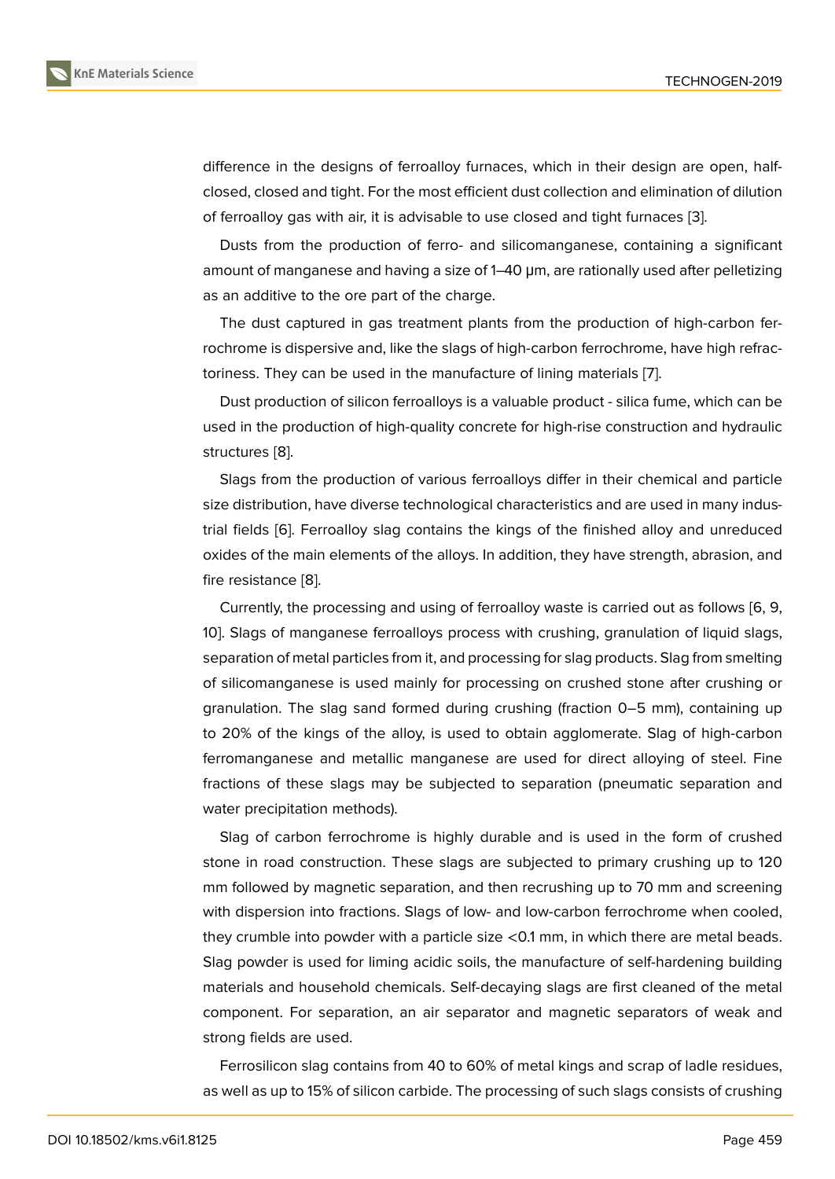difference in the designs of ferroalloy furnaces, which in their design are open, half-closed, closed and tight. For the most efficient dust collection and elimination of dilution of ferroalloy gas with air, it is advisable to use closed and tight furnaces [3].

Dusts from the production of ferro- and silicomanganese, containing a significant amount of manganese and having a size of 1–40 μm, are rationally used after pelletizing as an additive to the ore part of the charge.

The dust captured in gas treatment plants from the production of high-carbon ferrochrome is dispersive and, like the slags of high-carbon ferrochrome, have high refractoriness. They can be used in the manufacture of lining materials [7].

Dust production of silicon ferroalloys is a valuable product - silica fume, which can be used in the production of high-quality concrete for high-rise construction and hydraulic structures [8].

Slags from the production of various ferroalloys differ in their chemical and particle size distribution, have diverse technological characteristics and are used in many industrial fields [6]. Ferroalloy slag contains the kings of the finished alloy and unreduced oxides of the main elements of the alloys. In addition, they have strength, abrasion, and fire resistance [8].

Currently, the processing and using of ferroalloy waste is carried out as follows [6, 9, 10]. Slags of manganese ferroalloys process with crushing, granulation of liquid slags, separation of metal particles from it, and processing for slag products. Slag from smelting of silicomanganese is used mainly for processing on crushed stone after crushing or granulation. The slag sand formed during crushing (fraction 0–5 mm), containing up to 20% of the kings of the alloy, is used to obtain agglomerate. Slag of high-carbon ferromanganese and metallic manganese are used for direct alloying of steel. Fine fractions of these slags may be subjected to separation (pneumatic separation and water precipitation methods).

Slag of carbon ferrochrome is highly durable and is used in the form of crushed stone in road construction. These slags are subjected to primary crushing up to 120 mm followed by magnetic separation, and then recrushing up to 70 mm and screening with dispersion into fractions. Slags of low- and low-carbon ferrochrome when cooled, they crumble into powder with a particle size <0.1 mm, in which there are metal beads. Slag powder is used for liming acidic soils, the manufacture of self-hardening building materials and household chemicals. Self-decaying slags are first cleaned of the metal component. For separation, an air separator and magnetic separators of weak and strong fields are used.

Ferrosilicon slag contains from 40 to 60% of metal kings and scrap of ladle residues, as well as up to 15% of silicon carbide. The processing of such slags consists of crushing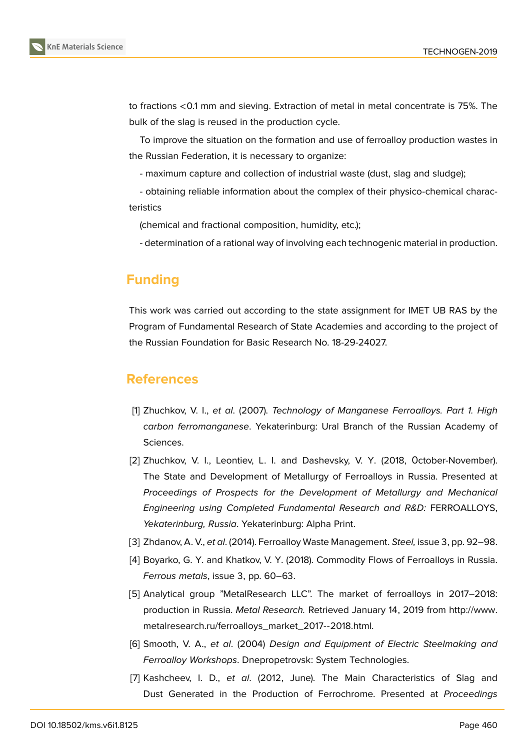to fractions <0.1 mm and sieving. Extraction of metal in metal concentrate is 75%. The bulk of the slag is reused in the production cycle.

To improve the situation on the formation and use of ferroalloy production wastes in the Russian Federation, it is necessary to organize:

- maximum capture and collection of industrial waste (dust, slag and sludge);
- obtaining reliable information about the complex of their physico-chemical characteristics

(chemical and fractional composition, humidity, etc.);

- determination of a rational way of involving each technogenic material in production.

## Funding

This work was carried out according to the state assignment for IMET UB RAS by the Program of Fundamental Research of State Academies and according to the project of the Russian Foundation for Basic Research No. 18-29-24027.

## References

[1] Zhuchkov, V. I., *et al*. (2007). *Technology of Manganese Ferroalloys. Part 1. High carbon ferromanganese*. Yekaterinburg: Ural Branch of the Russian Academy of Sciences.

[2] Zhuchkov, V. I., Leontiev, L. I. and Dashevsky, V. Y. (2018, October-November). The State and Development of Metallurgy of Ferroalloys in Russia. Presented at *Proceedings of Prospects for the Development of Metallurgy and Mechanical Engineering using Completed Fundamental Research and R&D:* FERROALLOYS, *Yekaterinburg, Russia*. Yekaterinburg: Alpha Print.

[3] Zhdanov, A. V., *et al*. (2014). Ferroalloy Waste Management. *Steel,* issue 3, pp. 92–98.

[4] Boyarko, G. Y. and Khatkov, V. Y. (2018). Commodity Flows of Ferroalloys in Russia. *Ferrous metals*, issue 3, pp. 60–63.

[5] Analytical group "MetalResearch LLC". The market of ferroalloys in 2017–2018: production in Russia. *Metal Research.* Retrieved January 14, 2019 from http://www.metalresearch.ru/ferroalloys_market_2017--2018.html.

[6] Smooth, V. A., *et al*. (2004) *Design and Equipment of Electric Steelmaking and Ferroalloy Workshops*. Dnepropetrovsk: System Technologies.

[7] Kashcheev, I. D., *et al*. (2012, June). The Main Characteristics of Slag and Dust Generated in the Production of Ferrochrome. Presented at *Proceedings*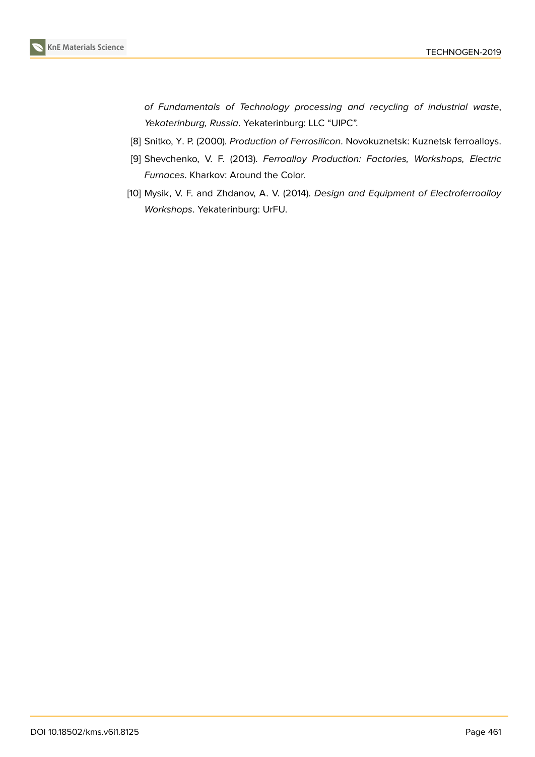*of Fundamentals of Technology processing and recycling of industrial waste*, *Yekaterinburg, Russia*. Yekaterinburg: LLC “UIPC”.

[8] Snitko, Y. P. (2000). *Production of Ferrosilicon*. Novokuznetsk: Kuznetsk ferroalloys.

[9] Shevchenko, V. F. (2013). *Ferroalloy Production: Factories, Workshops, Electric Furnaces*. Kharkov: Around the Color.

[10] Mysik, V. F. and Zhdanov, A. V. (2014). *Design and Equipment of Electroferroalloy Workshops*. Yekaterinburg: UrFU.